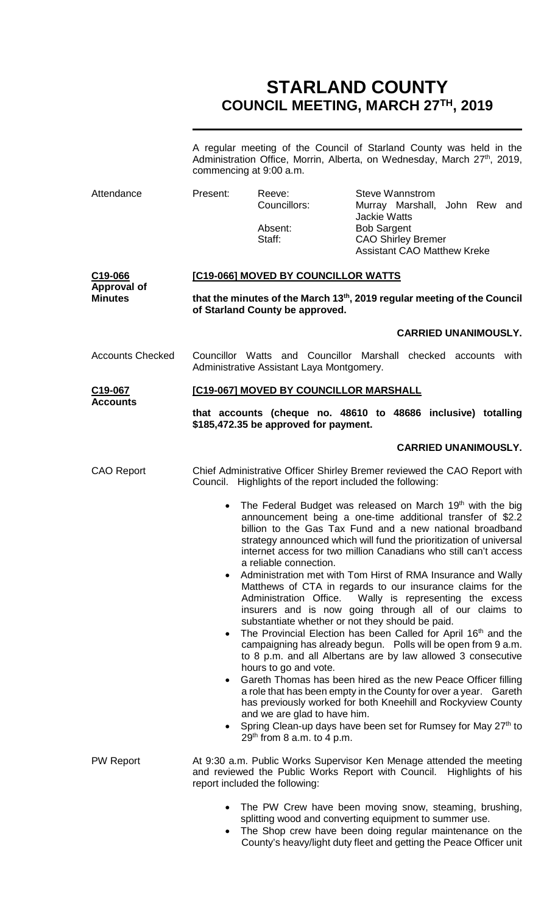# STARLAND COUNTY
## COUNCIL MEETING, MARCH 27TH, 2019

A regular meeting of the Council of Starland County was held in the Administration Office, Morrin, Alberta, on Wednesday, March 27th, 2019, commencing at 9:00 a.m.

| Attendance | Present: | Reeve: | Steve Wannstrom |
|---|---|---|---|
| | | Councillors: | Murray Marshall, John Rew and Jackie Watts |
| | | Absent: | Bob Sargent |
| | | Staff: | CAO Shirley Bremer |
| | | | Assistant CAO Matthew Kreke |

**C19-066**
**Approval of Minutes**

**[C19-066] MOVED BY COUNCILLOR WATTS**

**that the minutes of the March 13th, 2019 regular meeting of the Council of Starland County be approved.**

**CARRIED UNANIMOUSLY.**

Accounts Checked

Councillor Watts and Councillor Marshall checked accounts with Administrative Assistant Laya Montgomery.

**C19-067**
**Accounts**

**[C19-067] MOVED BY COUNCILLOR MARSHALL**

**that accounts (cheque no. 48610 to 48686 inclusive) totalling $185,472.35 be approved for payment.**

**CARRIED UNANIMOUSLY.**

CAO Report

Chief Administrative Officer Shirley Bremer reviewed the CAO Report with Council. Highlights of the report included the following:

- The Federal Budget was released on March 19th with the big announcement being a one-time additional transfer of $2.2 billion to the Gas Tax Fund and a new national broadband strategy announced which will fund the prioritization of universal internet access for two million Canadians who still can't access a reliable connection.
- Administration met with Tom Hirst of RMA Insurance and Wally Matthews of CTA in regards to our insurance claims for the Administration Office. Wally is representing the excess insurers and is now going through all of our claims to substantiate whether or not they should be paid.
- The Provincial Election has been Called for April 16th and the campaigning has already begun. Polls will be open from 9 a.m. to 8 p.m. and all Albertans are by law allowed 3 consecutive hours to go and vote.
- Gareth Thomas has been hired as the new Peace Officer filling a role that has been empty in the County for over a year. Gareth has previously worked for both Kneehill and Rockyview County and we are glad to have him.
- Spring Clean-up days have been set for Rumsey for May 27th to 29th from 8 a.m. to 4 p.m.

PW Report

At 9:30 a.m. Public Works Supervisor Ken Menage attended the meeting and reviewed the Public Works Report with Council. Highlights of his report included the following:

- The PW Crew have been moving snow, steaming, brushing, splitting wood and converting equipment to summer use.
- The Shop crew have been doing regular maintenance on the County's heavy/light duty fleet and getting the Peace Officer unit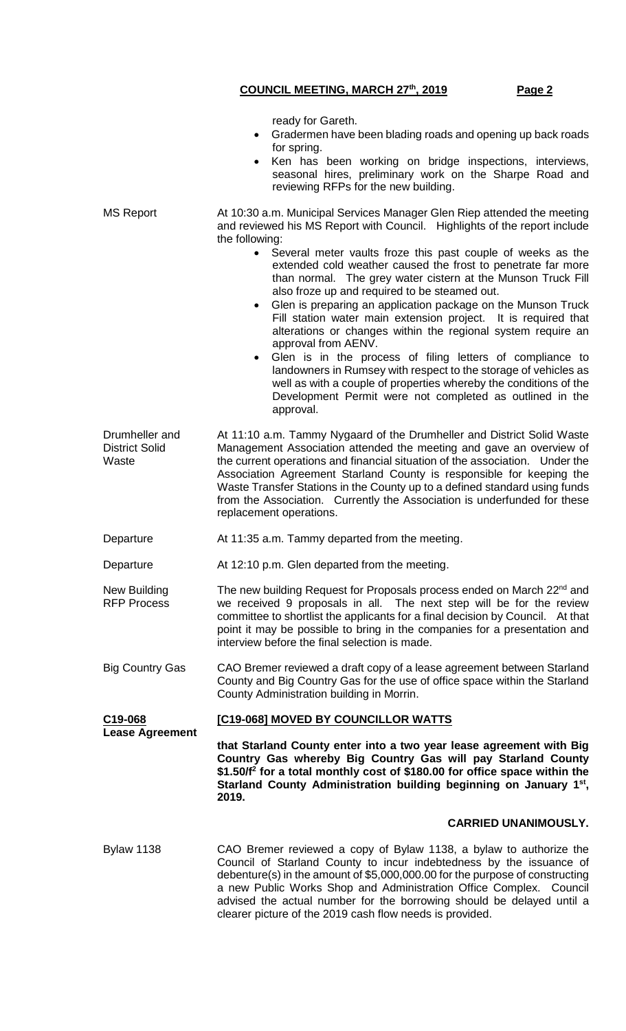ready for Gareth.

- Gradermen have been blading roads and opening up back roads for spring.
- Ken has been working on bridge inspections, interviews, seasonal hires, preliminary work on the Sharpe Road and reviewing RFPs for the new building.

MS Report

At 10:30 a.m. Municipal Services Manager Glen Riep attended the meeting and reviewed his MS Report with Council. Highlights of the report include the following:

- Several meter vaults froze this past couple of weeks as the extended cold weather caused the frost to penetrate far more than normal. The grey water cistern at the Munson Truck Fill also froze up and required to be steamed out.
- Glen is preparing an application package on the Munson Truck Fill station water main extension project. It is required that alterations or changes within the regional system require an approval from AENV.
- Glen is in the process of filing letters of compliance to landowners in Rumsey with respect to the storage of vehicles as well as with a couple of properties whereby the conditions of the Development Permit were not completed as outlined in the approval.

Drumheller and District Solid Waste

At 11:10 a.m. Tammy Nygaard of the Drumheller and District Solid Waste Management Association attended the meeting and gave an overview of the current operations and financial situation of the association. Under the Association Agreement Starland County is responsible for keeping the Waste Transfer Stations in the County up to a defined standard using funds from the Association. Currently the Association is underfunded for these replacement operations.

Departure

At 11:35 a.m. Tammy departed from the meeting.

Departure

At 12:10 p.m. Glen departed from the meeting.

New Building RFP Process

The new building Request for Proposals process ended on March 22nd and we received 9 proposals in all. The next step will be for the review committee to shortlist the applicants for a final decision by Council. At that point it may be possible to bring in the companies for a presentation and interview before the final selection is made.

Big Country Gas

CAO Bremer reviewed a draft copy of a lease agreement between Starland County and Big Country Gas for the use of office space within the Starland County Administration building in Morrin.

**C19-068**
**Lease Agreement**

**[C19-068] MOVED BY COUNCILLOR WATTS**

**that Starland County enter into a two year lease agreement with Big Country Gas whereby Big Country Gas will pay Starland County \$1.50/f$^2$ for a total monthly cost of \$180.00 for office space within the Starland County Administration building beginning on January 1st, 2019.**

**CARRIED UNANIMOUSLY.**

Bylaw 1138

CAO Bremer reviewed a copy of Bylaw 1138, a bylaw to authorize the Council of Starland County to incur indebtedness by the issuance of debenture(s) in the amount of \$5,000,000.00 for the purpose of constructing a new Public Works Shop and Administration Office Complex. Council advised the actual number for the borrowing should be delayed until a clearer picture of the 2019 cash flow needs is provided.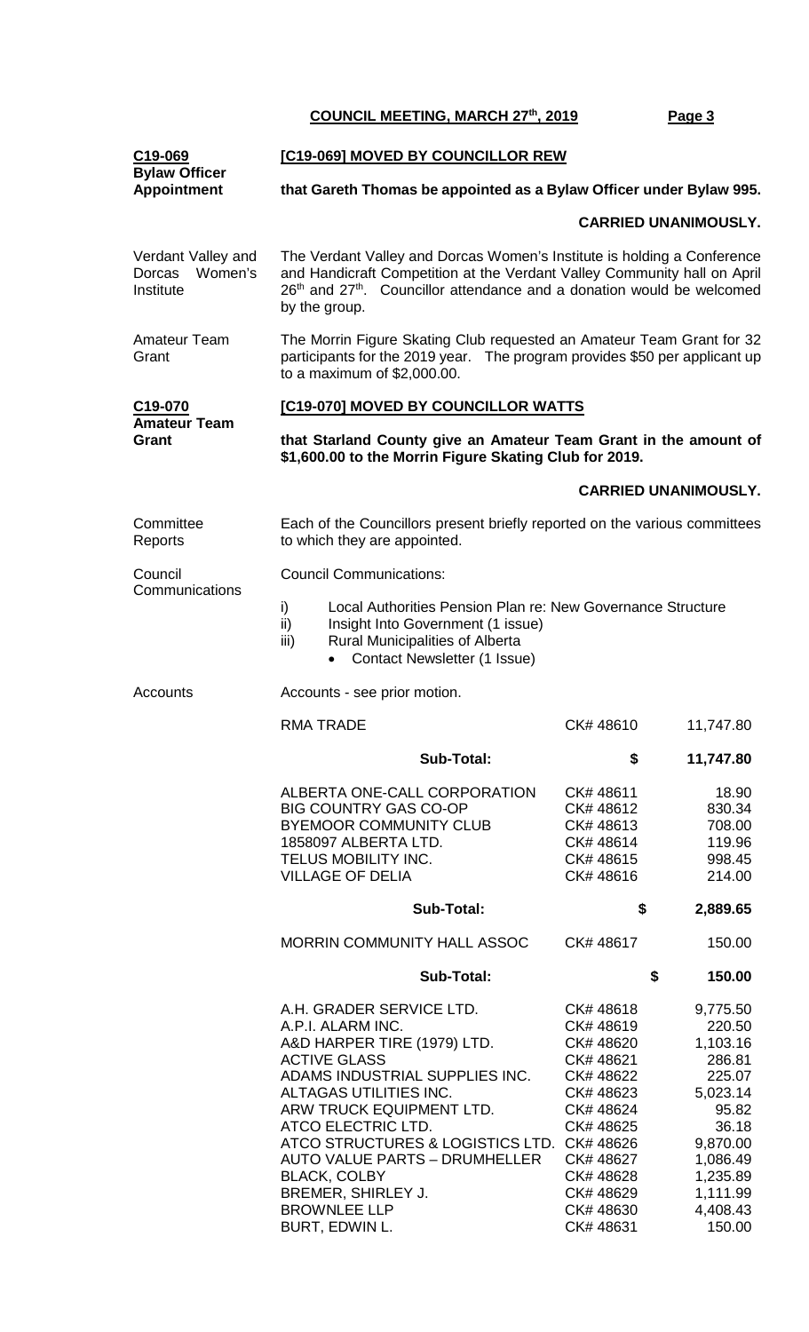**COUNCIL MEETING, MARCH 27th, 2019**

**C19-069**
**Bylaw Officer Appointment**

**[C19-069] MOVED BY COUNCILLOR REW**

**that Gareth Thomas be appointed as a Bylaw Officer under Bylaw 995.**

**CARRIED UNANIMOUSLY.**

Verdant Valley and Dorcas Women's Institute

The Verdant Valley and Dorcas Women's Institute is holding a Conference and Handicraft Competition at the Verdant Valley Community hall on April 26th and 27th. Councillor attendance and a donation would be welcomed by the group.

Amateur Team Grant

The Morrin Figure Skating Club requested an Amateur Team Grant for 32 participants for the 2019 year. The program provides $50 per applicant up to a maximum of $2,000.00.

**C19-070**
**Amateur Team Grant**

**[C19-070] MOVED BY COUNCILLOR WATTS**

**that Starland County give an Amateur Team Grant in the amount of $1,600.00 to the Morrin Figure Skating Club for 2019.**

**CARRIED UNANIMOUSLY.**

Committee Reports

Each of the Councillors present briefly reported on the various committees to which they are appointed.

Council Communications

Council Communications:

i) Local Authorities Pension Plan re: New Governance Structure
ii) Insight Into Government (1 issue)
iii) Rural Municipalities of Alberta
  - Contact Newsletter (1 Issue)

Accounts

Accounts - see prior motion.

| | | |
|---|---|---|
| RMA TRADE | CK# 48610 | 11,747.80 |
| **Sub-Total:** | **$** | **11,747.80** |
| ALBERTA ONE-CALL CORPORATION | CK# 48611 | 18.90 |
| BIG COUNTRY GAS CO-OP | CK# 48612 | 830.34 |
| BYEMOOR COMMUNITY CLUB | CK# 48613 | 708.00 |
| 1858097 ALBERTA LTD. | CK# 48614 | 119.96 |
| TELUS MOBILITY INC. | CK# 48615 | 998.45 |
| VILLAGE OF DELIA | CK# 48616 | 214.00 |
| **Sub-Total:** | **$** | **2,889.65** |
| MORRIN COMMUNITY HALL ASSOC | CK# 48617 | 150.00 |
| **Sub-Total:** | **$** | **150.00** |
| A.H. GRADER SERVICE LTD. | CK# 48618 | 9,775.50 |
| A.P.I. ALARM INC. | CK# 48619 | 220.50 |
| A&D HARPER TIRE (1979) LTD. | CK# 48620 | 1,103.16 |
| ACTIVE GLASS | CK# 48621 | 286.81 |
| ADAMS INDUSTRIAL SUPPLIES INC. | CK# 48622 | 225.07 |
| ALTAGAS UTILITIES INC. | CK# 48623 | 5,023.14 |
| ARW TRUCK EQUIPMENT LTD. | CK# 48624 | 95.82 |
| ATCO ELECTRIC LTD. | CK# 48625 | 36.18 |
| ATCO STRUCTURES & LOGISTICS LTD. | CK# 48626 | 9,870.00 |
| AUTO VALUE PARTS – DRUMHELLER | CK# 48627 | 1,086.49 |
| BLACK, COLBY | CK# 48628 | 1,235.89 |
| BREMER, SHIRLEY J. | CK# 48629 | 1,111.99 |
| BROWNLEE LLP | CK# 48630 | 4,408.43 |
| BURT, EDWIN L. | CK# 48631 | 150.00 |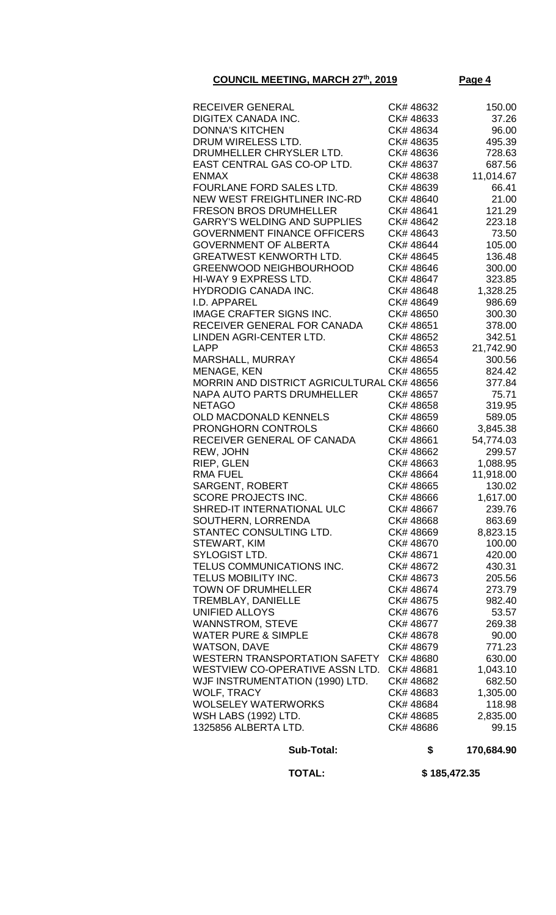**COUNCIL MEETING, MARCH 27th, 2019**

| | | |
|---|---|---|
| RECEIVER GENERAL | CK# 48632 | 150.00 |
| DIGITEX CANADA INC. | CK# 48633 | 37.26 |
| DONNA'S KITCHEN | CK# 48634 | 96.00 |
| DRUM WIRELESS LTD. | CK# 48635 | 495.39 |
| DRUMHELLER CHRYSLER LTD. | CK# 48636 | 728.63 |
| EAST CENTRAL GAS CO-OP LTD. | CK# 48637 | 687.56 |
| ENMAX | CK# 48638 | 11,014.67 |
| FOURLANE FORD SALES LTD. | CK# 48639 | 66.41 |
| NEW WEST FREIGHTLINER INC-RD | CK# 48640 | 21.00 |
| FRESON BROS DRUMHELLER | CK# 48641 | 121.29 |
| GARRY'S WELDING AND SUPPLIES | CK# 48642 | 223.18 |
| GOVERNMENT FINANCE OFFICERS | CK# 48643 | 73.50 |
| GOVERNMENT OF ALBERTA | CK# 48644 | 105.00 |
| GREATWEST KENWORTH LTD. | CK# 48645 | 136.48 |
| GREENWOOD NEIGHBOURHOOD | CK# 48646 | 300.00 |
| HI-WAY 9 EXPRESS LTD. | CK# 48647 | 323.85 |
| HYDRODIG CANADA INC. | CK# 48648 | 1,328.25 |
| I.D. APPAREL | CK# 48649 | 986.69 |
| IMAGE CRAFTER SIGNS INC. | CK# 48650 | 300.30 |
| RECEIVER GENERAL FOR CANADA | CK# 48651 | 378.00 |
| LINDEN AGRI-CENTER LTD. | CK# 48652 | 342.51 |
| LAPP | CK# 48653 | 21,742.90 |
| MARSHALL, MURRAY | CK# 48654 | 300.56 |
| MENAGE, KEN | CK# 48655 | 824.42 |
| MORRIN AND DISTRICT AGRICULTURAL | CK# 48656 | 377.84 |
| NAPA AUTO PARTS DRUMHELLER | CK# 48657 | 75.71 |
| NETAGO | CK# 48658 | 319.95 |
| OLD MACDONALD KENNELS | CK# 48659 | 589.05 |
| PRONGHORN CONTROLS | CK# 48660 | 3,845.38 |
| RECEIVER GENERAL OF CANADA | CK# 48661 | 54,774.03 |
| REW, JOHN | CK# 48662 | 299.57 |
| RIEP, GLEN | CK# 48663 | 1,088.95 |
| RMA FUEL | CK# 48664 | 11,918.00 |
| SARGENT, ROBERT | CK# 48665 | 130.02 |
| SCORE PROJECTS INC. | CK# 48666 | 1,617.00 |
| SHRED-IT INTERNATIONAL ULC | CK# 48667 | 239.76 |
| SOUTHERN, LORRENDA | CK# 48668 | 863.69 |
| STANTEC CONSULTING LTD. | CK# 48669 | 8,823.15 |
| STEWART, KIM | CK# 48670 | 100.00 |
| SYLOGIST LTD. | CK# 48671 | 420.00 |
| TELUS COMMUNICATIONS INC. | CK# 48672 | 430.31 |
| TELUS MOBILITY INC. | CK# 48673 | 205.56 |
| TOWN OF DRUMHELLER | CK# 48674 | 273.79 |
| TREMBLAY, DANIELLE | CK# 48675 | 982.40 |
| UNIFIED ALLOYS | CK# 48676 | 53.57 |
| WANNSTROM, STEVE | CK# 48677 | 269.38 |
| WATER PURE & SIMPLE | CK# 48678 | 90.00 |
| WATSON, DAVE | CK# 48679 | 771.23 |
| WESTERN TRANSPORTATION SAFETY | CK# 48680 | 630.00 |
| WESTVIEW CO-OPERATIVE ASSN LTD. | CK# 48681 | 1,043.10 |
| WJF INSTRUMENTATION (1990) LTD. | CK# 48682 | 682.50 |
| WOLF, TRACY | CK# 48683 | 1,305.00 |
| WOLSELEY WATERWORKS | CK# 48684 | 118.98 |
| WSH LABS (1992) LTD. | CK# 48685 | 2,835.00 |
| 1325856 ALBERTA LTD. | CK# 48686 | 99.15 |
| **Sub-Total:** | **$** | **170,684.90** |
| **TOTAL:** | **$ 185,472.35** | |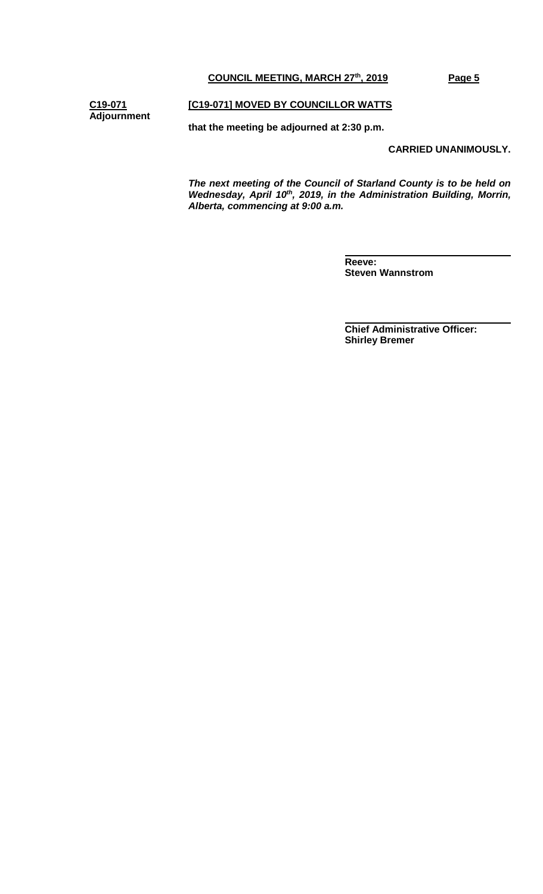**C19-071**
**Adjournment**

**[C19-071] MOVED BY COUNCILLOR WATTS**

**that the meeting be adjourned at 2:30 p.m.**

**CARRIED UNANIMOUSLY.**

***The next meeting of the Council of Starland County is to be held on Wednesday, April 10th, 2019, in the Administration Building, Morrin, Alberta, commencing at 9:00 a.m.***

**Reeve:**
**Steven Wannstrom**

**Chief Administrative Officer:**
**Shirley Bremer**